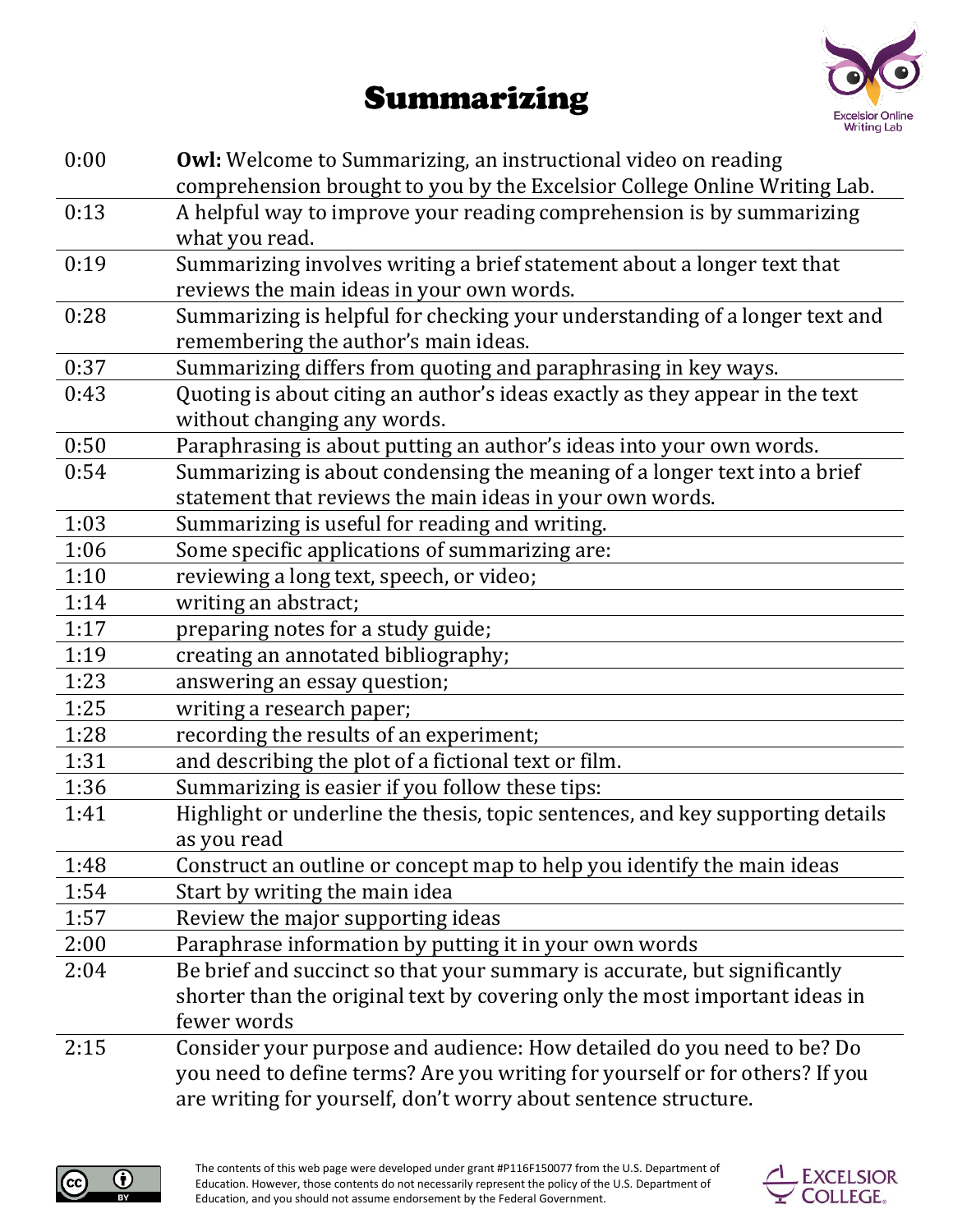# Summarizing

| | |
|---|---|
| 0:00 | **Owl:** Welcome to Summarizing, an instructional video on reading comprehension brought to you by the Excelsior College Online Writing Lab. |
| 0:13 | A helpful way to improve your reading comprehension is by summarizing what you read. |
| 0:19 | Summarizing involves writing a brief statement about a longer text that reviews the main ideas in your own words. |
| 0:28 | Summarizing is helpful for checking your understanding of a longer text and remembering the author's main ideas. |
| 0:37 | Summarizing differs from quoting and paraphrasing in key ways. |
| 0:43 | Quoting is about citing an author's ideas exactly as they appear in the text without changing any words. |
| 0:50 | Paraphrasing is about putting an author's ideas into your own words. |
| 0:54 | Summarizing is about condensing the meaning of a longer text into a brief statement that reviews the main ideas in your own words. |
| 1:03 | Summarizing is useful for reading and writing. |
| 1:06 | Some specific applications of summarizing are: |
| 1:10 | reviewing a long text, speech, or video; |
| 1:14 | writing an abstract; |
| 1:17 | preparing notes for a study guide; |
| 1:19 | creating an annotated bibliography; |
| 1:23 | answering an essay question; |
| 1:25 | writing a research paper; |
| 1:28 | recording the results of an experiment; |
| 1:31 | and describing the plot of a fictional text or film. |
| 1:36 | Summarizing is easier if you follow these tips: |
| 1:41 | Highlight or underline the thesis, topic sentences, and key supporting details as you read |
| 1:48 | Construct an outline or concept map to help you identify the main ideas |
| 1:54 | Start by writing the main idea |
| 1:57 | Review the major supporting ideas |
| 2:00 | Paraphrase information by putting it in your own words |
| 2:04 | Be brief and succinct so that your summary is accurate, but significantly shorter than the original text by covering only the most important ideas in fewer words |
| 2:15 | Consider your purpose and audience: How detailed do you need to be? Do you need to define terms? Are you writing for yourself or for others? If you are writing for yourself, don't worry about sentence structure. |

The contents of this web page were developed under grant #P116F150077 from the U.S. Department of Education. However, those contents do not necessarily represent the policy of the U.S. Department of Education, and you should not assume endorsement by the Federal Government.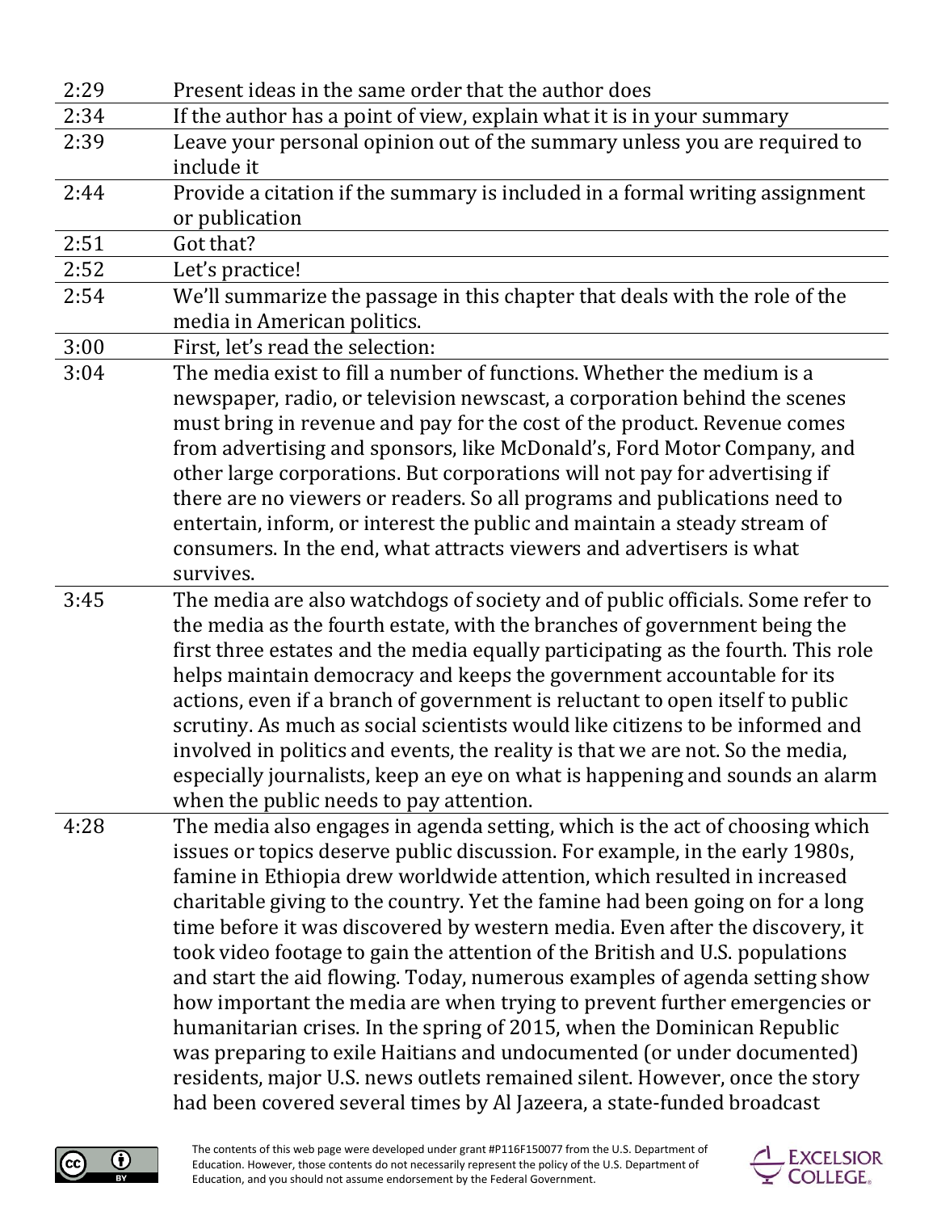| | |
|---|---|
| 2:29 | Present ideas in the same order that the author does |
| 2:34 | If the author has a point of view, explain what it is in your summary |
| 2:39 | Leave your personal opinion out of the summary unless you are required to include it |
| 2:44 | Provide a citation if the summary is included in a formal writing assignment or publication |
| 2:51 | Got that? |
| 2:52 | Let's practice! |
| 2:54 | We'll summarize the passage in this chapter that deals with the role of the media in American politics. |
| 3:00 | First, let's read the selection: |
| 3:04 | The media exist to fill a number of functions. Whether the medium is a newspaper, radio, or television newscast, a corporation behind the scenes must bring in revenue and pay for the cost of the product. Revenue comes from advertising and sponsors, like McDonald's, Ford Motor Company, and other large corporations. But corporations will not pay for advertising if there are no viewers or readers. So all programs and publications need to entertain, inform, or interest the public and maintain a steady stream of consumers. In the end, what attracts viewers and advertisers is what survives. |
| 3:45 | The media are also watchdogs of society and of public officials. Some refer to the media as the fourth estate, with the branches of government being the first three estates and the media equally participating as the fourth. This role helps maintain democracy and keeps the government accountable for its actions, even if a branch of government is reluctant to open itself to public scrutiny. As much as social scientists would like citizens to be informed and involved in politics and events, the reality is that we are not. So the media, especially journalists, keep an eye on what is happening and sounds an alarm when the public needs to pay attention. |
| 4:28 | The media also engages in agenda setting, which is the act of choosing which issues or topics deserve public discussion. For example, in the early 1980s, famine in Ethiopia drew worldwide attention, which resulted in increased charitable giving to the country. Yet the famine had been going on for a long time before it was discovered by western media. Even after the discovery, it took video footage to gain the attention of the British and U.S. populations and start the aid flowing. Today, numerous examples of agenda setting show how important the media are when trying to prevent further emergencies or humanitarian crises. In the spring of 2015, when the Dominican Republic was preparing to exile Haitians and undocumented (or under documented) residents, major U.S. news outlets remained silent. However, once the story had been covered several times by Al Jazeera, a state-funded broadcast |

The contents of this web page were developed under grant #P116F150077 from the U.S. Department of Education. However, those contents do not necessarily represent the policy of the U.S. Department of Education, and you should not assume endorsement by the Federal Government.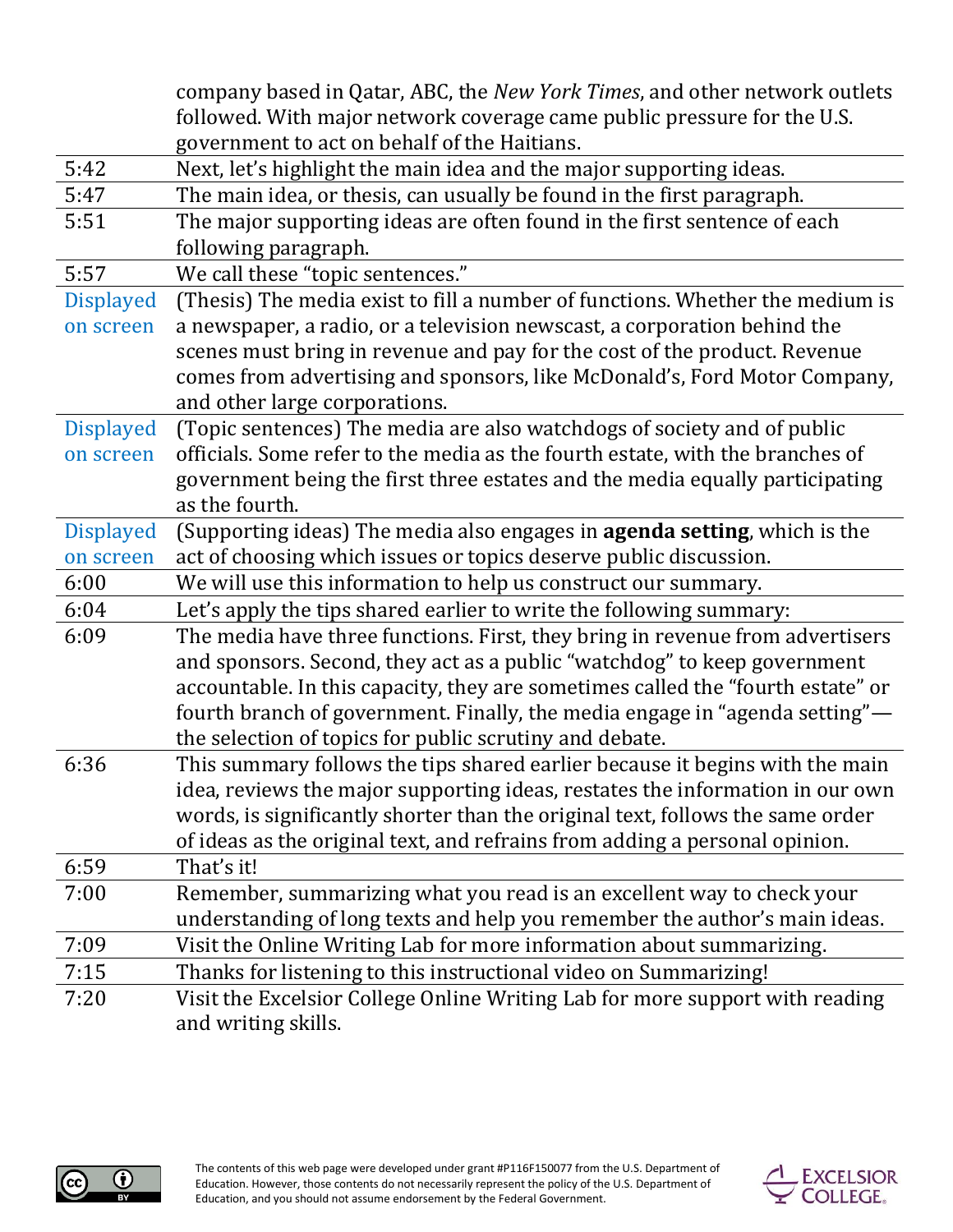| | |
|---|---|
| | company based in Qatar, ABC, the *New York Times*, and other network outlets followed. With major network coverage came public pressure for the U.S. government to act on behalf of the Haitians. |
| 5:42 | Next, let's highlight the main idea and the major supporting ideas. |
| 5:47 | The main idea, or thesis, can usually be found in the first paragraph. |
| 5:51 | The major supporting ideas are often found in the first sentence of each following paragraph. |
| 5:57 | We call these "topic sentences." |
| Displayed on screen | (Thesis) The media exist to fill a number of functions. Whether the medium is a newspaper, a radio, or a television newscast, a corporation behind the scenes must bring in revenue and pay for the cost of the product. Revenue comes from advertising and sponsors, like McDonald's, Ford Motor Company, and other large corporations. |
| Displayed on screen | (Topic sentences) The media are also watchdogs of society and of public officials. Some refer to the media as the fourth estate, with the branches of government being the first three estates and the media equally participating as the fourth. |
| Displayed on screen | (Supporting ideas) The media also engages in **agenda setting**, which is the act of choosing which issues or topics deserve public discussion. |
| 6:00 | We will use this information to help us construct our summary. |
| 6:04 | Let's apply the tips shared earlier to write the following summary: |
| 6:09 | The media have three functions. First, they bring in revenue from advertisers and sponsors. Second, they act as a public "watchdog" to keep government accountable. In this capacity, they are sometimes called the "fourth estate" or fourth branch of government. Finally, the media engage in "agenda setting"—the selection of topics for public scrutiny and debate. |
| 6:36 | This summary follows the tips shared earlier because it begins with the main idea, reviews the major supporting ideas, restates the information in our own words, is significantly shorter than the original text, follows the same order of ideas as the original text, and refrains from adding a personal opinion. |
| 6:59 | That's it! |
| 7:00 | Remember, summarizing what you read is an excellent way to check your understanding of long texts and help you remember the author's main ideas. |
| 7:09 | Visit the Online Writing Lab for more information about summarizing. |
| 7:15 | Thanks for listening to this instructional video on Summarizing! |
| 7:20 | Visit the Excelsior College Online Writing Lab for more support with reading and writing skills. |

The contents of this web page were developed under grant #P116F150077 from the U.S. Department of Education. However, those contents do not necessarily represent the policy of the U.S. Department of Education, and you should not assume endorsement by the Federal Government.